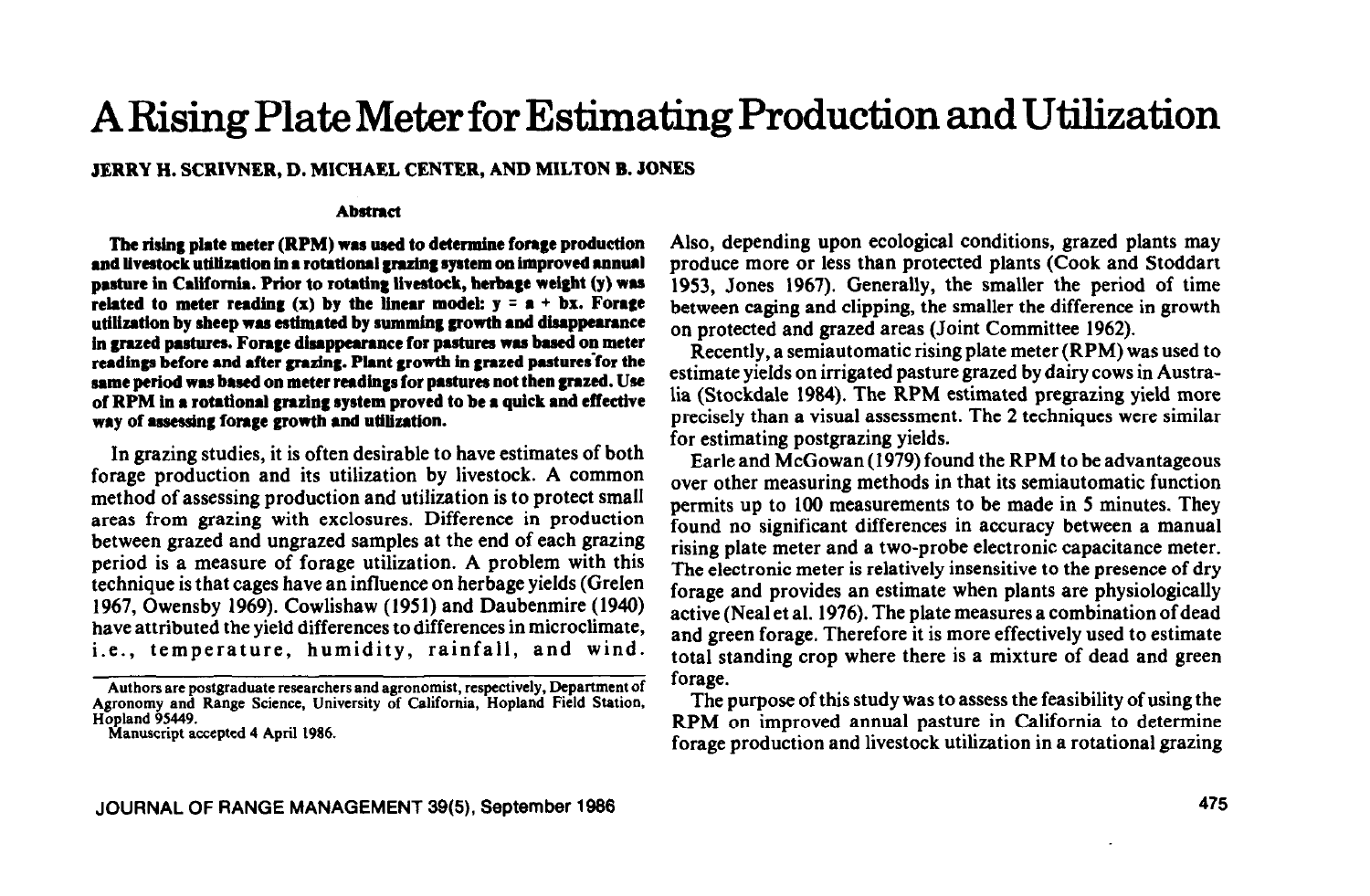# A Rising Plate Meter for Estimating Production and Utilization

**JERRY H. SCRIVNER, D. MICHAEL CENTER, AND MILTON B. JONES**

### Abstract

**The rising plate meter (RPM) was used to determine forage production and livestock utilization in a rotational grazing system on improved annual pasture in California. Prior to rotating livestock, herbage weight (y) was related to meter reading (x) by the linear model: $y = a + bx$. Forage utilization by sheep was estimated by summing growth and disappearance in grazed pastures. Forage disappearance for pastures was based on meter readings before and after grazing. Plant growth in grazed pastures for the same period was based on meter readings for pastures not then grazed. Use of RPM in a rotational grazing system proved to be a quick and effective way of assessing forage growth and utilization.**

In grazing studies, it is often desirable to have estimates of both forage production and its utilization by livestock. A common method of assessing production and utilization is to protect small areas from grazing with exclosures. Difference in production between grazed and ungrazed samples at the end of each grazing period is a measure of forage utilization. A problem with this technique is that cages have an influence on herbage yields (Grelen 1967, Owensby 1969). Cowlishaw (1951) and Daubenmire (1940) have attributed the yield differences to differences in microclimate, i.e., temperature, humidity, rainfall, and wind. Also, depending upon ecological conditions, grazed plants may produce more or less than protected plants (Cook and Stoddart 1953, Jones 1967). Generally, the smaller the period of time between caging and clipping, the smaller the difference in growth on protected and grazed areas (Joint Committee 1962).

Recently, a semiautomatic rising plate meter (RPM) was used to estimate yields on irrigated pasture grazed by dairy cows in Australia (Stockdale 1984). The RPM estimated pregrazing yield more precisely than a visual assessment. The 2 techniques were similar for estimating postgrazing yields.

Earle and McGowan (1979) found the RPM to be advantageous over other measuring methods in that its semiautomatic function permits up to 100 measurements to be made in 5 minutes. They found no significant differences in accuracy between a manual rising plate meter and a two-probe electronic capacitance meter. The electronic meter is relatively insensitive to the presence of dry forage and provides an estimate when plants are physiologically active (Neal et al. 1976). The plate measures a combination of dead and green forage. Therefore it is more effectively used to estimate total standing crop where there is a mixture of dead and green forage.

The purpose of this study was to assess the feasibility of using the RPM on improved annual pasture in California to determine forage production and livestock utilization in a rotational grazing

---

Authors are postgraduate researchers and agronomist, respectively, Department of Agronomy and Range Science, University of California, Hopland Field Station, Hopland 95449.

Manuscript accepted 4 April 1986.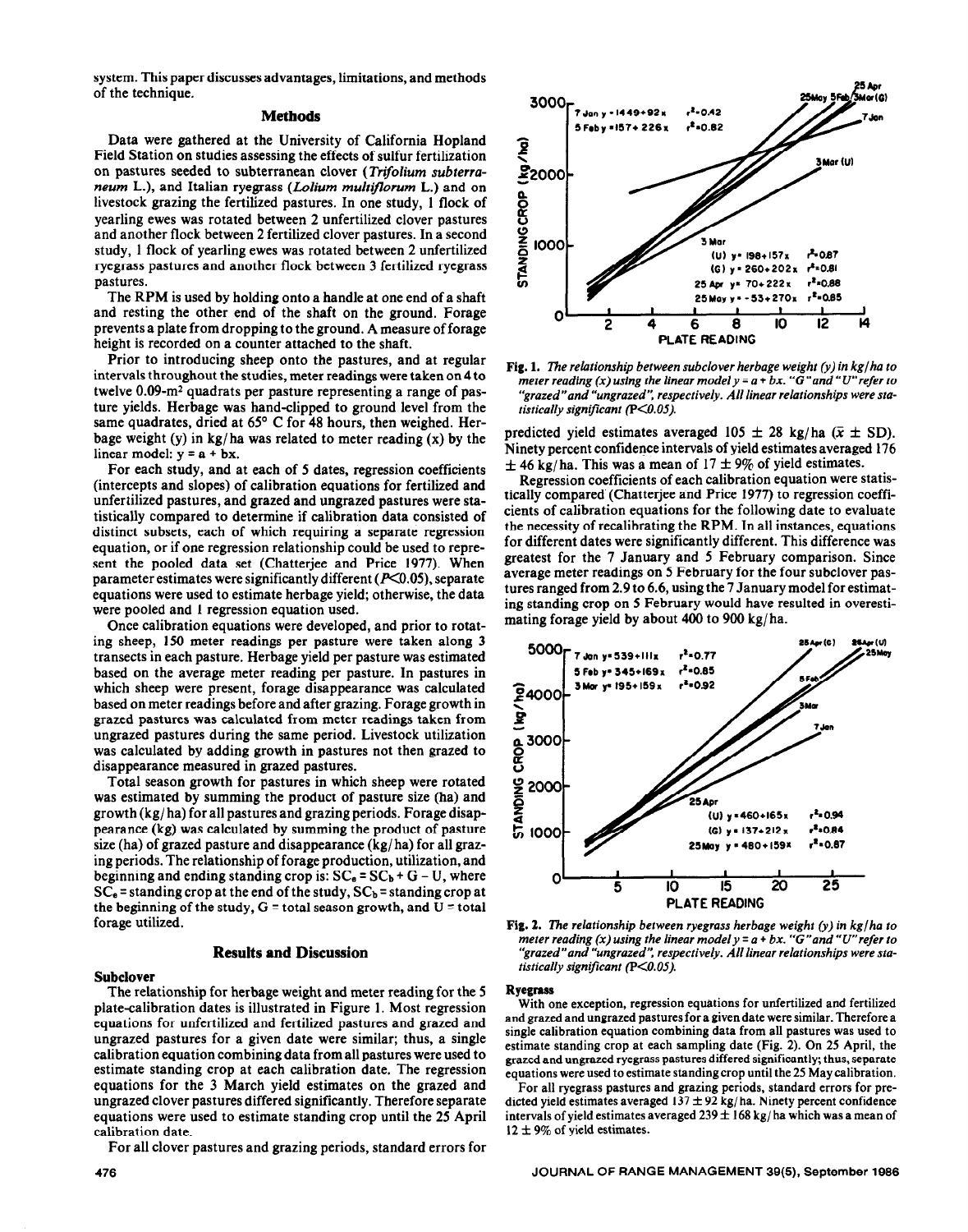system. This paper discusses advantages, limitations, and methods of the technique.

## Methods

Data were gathered at the University of California Hopland Field Station on studies assessing the effects of sulfur fertilization on pastures seeded to subterranean clover (*Trifolium subterraneum* L.), and Italian ryegrass (*Lolium multiflorum* L.) and on livestock grazing the fertilized pastures. In one study, 1 flock of yearling ewes was rotated between 2 unfertilized clover pastures and another flock between 2 fertilized clover pastures. In a second study, 1 flock of yearling ewes was rotated between 2 unfertilized ryegrass pastures and another flock between 3 fertilized ryegrass pastures.

The RPM is used by holding onto a handle at one end of a shaft and resting the other end of the shaft on the ground. Forage prevents a plate from dropping to the ground. A measure of forage height is recorded on a counter attached to the shaft.

Prior to introducing sheep onto the pastures, and at regular intervals throughout the studies, meter readings were taken on 4 to twelve 0.09-m² quadrats per pasture representing a range of pasture yields. Herbage was hand-clipped to ground level from the same quadrates, dried at 65° C for 48 hours, then weighed. Herbage weight (y) in kg/ha was related to meter reading (x) by the linear model: $y = a + bx$.

For each study, and at each of 5 dates, regression coefficients (intercepts and slopes) of calibration equations for fertilized and unfertilized pastures, and grazed and ungrazed pastures were statistically compared to determine if calibration data consisted of distinct subsets, each of which requiring a separate regression equation, or if one regression relationship could be used to represent the pooled data set (Chatterjee and Price 1977). When parameter estimates were significantly different ($P<0.05$), separate equations were used to estimate herbage yield; otherwise, the data were pooled and 1 regression equation used.

Once calibration equations were developed, and prior to rotating sheep, 150 meter readings per pasture were taken along 3 transects in each pasture. Herbage yield per pasture was estimated based on the average meter reading per pasture. In pastures in which sheep were present, forage disappearance was calculated based on meter readings before and after grazing. Forage growth in grazed pastures was calculated from meter readings taken from ungrazed pastures during the same period. Livestock utilization was calculated by adding growth in pastures not then grazed to disappearance measured in grazed pastures.

Total season growth for pastures in which sheep were rotated was estimated by summing the product of pasture size (ha) and growth (kg/ha) for all pastures and grazing periods. Forage disappearance (kg) was calculated by summing the product of pasture size (ha) of grazed pasture and disappearance (kg/ha) for all grazing periods. The relationship of forage production, utilization, and beginning and ending standing crop is: $SC_e = SC_b + G - U$, where $SC_e$ = standing crop at the end of the study, $SC_b$ = standing crop at the beginning of the study, G = total season growth, and U = total forage utilized.

## Results and Discussion

### Subclover

The relationship for herbage weight and meter reading for the 5 plate-calibration dates is illustrated in Figure 1. Most regression equations for unfertilized and fertilized pastures and grazed and ungrazed pastures for a given date were similar; thus, a single calibration equation combining data from all pastures were used to estimate standing crop at each calibration date. The regression equations for the 3 March yield estimates on the grazed and ungrazed clover pastures differed significantly. Therefore separate equations were used to estimate standing crop until the 25 April calibration date.

For all clover pastures and grazing periods, standard errors for predicted yield estimates averaged 105 ± 28 kg/ha ($\bar{x}$ ± SD). Ninety percent confidence intervals of yield estimates averaged 176 ± 46 kg/ha. This was a mean of 17 ± 9% of yield estimates.

Regression coefficients of each calibration equation were statistically compared (Chatterjee and Price 1977) to regression coefficients of calibration equations for the following date to evaluate the necessity of recalibrating the RPM. In all instances, equations for different dates were significantly different. This difference was greatest for the 7 January and 5 February comparison. Since average meter readings on 5 February for the four subclover pastures ranged from 2.9 to 6.6, using the 7 January model for estimating standing crop on 5 February would have resulted in overestimating forage yield by about 400 to 900 kg/ha.

Fig. 1. *The relationship between subclover herbage weight (y) in kg/ha to meter reading (x) using the linear model y = a + bx. "G" and "U" refer to "grazed" and "ungrazed", respectively. All linear relationships were statistically significant (P<0.05).*

Fig. 2. *The relationship between ryegrass herbage weight (y) in kg/ha to meter reading (x) using the linear model y = a + bx. "G" and "U" refer to "grazed" and "ungrazed", respectively. All linear relationships were statistically significant (P<0.05).*

### Ryegrass

With one exception, regression equations for unfertilized and fertilized and grazed and ungrazed pastures for a given date were similar. Therefore a single calibration equation combining data from all pastures was used to estimate standing crop at each sampling date (Fig. 2). On 25 April, the grazed and ungrazed ryegrass pastures differed significantly; thus, separate equations were used to estimate standing crop until the 25 May calibration.

For all ryegrass pastures and grazing periods, standard errors for predicted yield estimates averaged 137 ± 92 kg/ha. Ninety percent confidence intervals of yield estimates averaged 239 ± 168 kg/ha which was a mean of 12 ± 9% of yield estimates.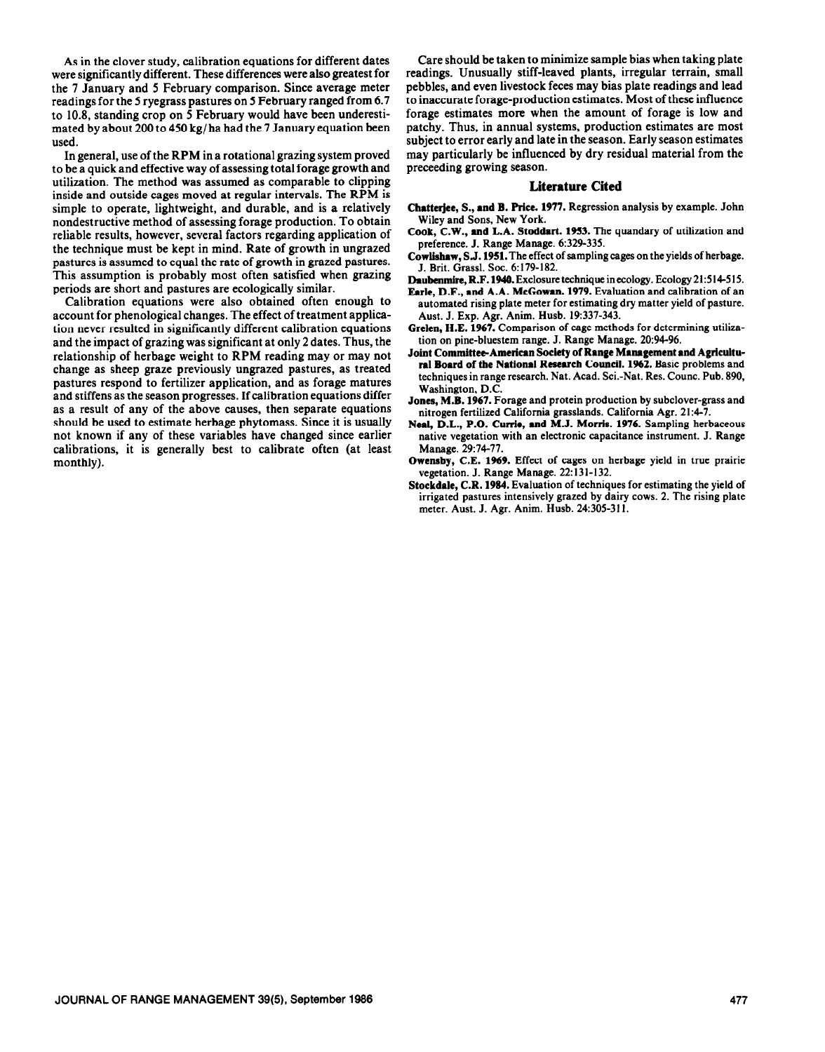As in the clover study, calibration equations for different dates were significantly different. These differences were also greatest for the 7 January and 5 February comparison. Since average meter readings for the 5 ryegrass pastures on 5 February ranged from 6.7 to 10.8, standing crop on 5 February would have been underestimated by about 200 to 450 kg/ha had the 7 January equation been used.

In general, use of the RPM in a rotational grazing system proved to be a quick and effective way of assessing total forage growth and utilization. The method was assumed as comparable to clipping inside and outside cages moved at regular intervals. The RPM is simple to operate, lightweight, and durable, and is a relatively nondestructive method of assessing forage production. To obtain reliable results, however, several factors regarding application of the technique must be kept in mind. Rate of growth in ungrazed pastures is assumed to equal the rate of growth in grazed pastures. This assumption is probably most often satisfied when grazing periods are short and pastures are ecologically similar.

Calibration equations were also obtained often enough to account for phenological changes. The effect of treatment application never resulted in significantly different calibration equations and the impact of grazing was significant at only 2 dates. Thus, the relationship of herbage weight to RPM reading may or may not change as sheep graze previously ungrazed pastures, as treated pastures respond to fertilizer application, and as forage matures and stiffens as the season progresses. If calibration equations differ as a result of any of the above causes, then separate equations should be used to estimate herbage phytomass. Since it is usually not known if any of these variables have changed since earlier calibrations, it is generally best to calibrate often (at least monthly).

Care should be taken to minimize sample bias when taking plate readings. Unusually stiff-leaved plants, irregular terrain, small pebbles, and even livestock feces may bias plate readings and lead to inaccurate forage-production estimates. Most of these influence forage estimates more when the amount of forage is low and patchy. Thus, in annual systems, production estimates are most subject to error early and late in the season. Early season estimates may particularly be influenced by dry residual material from the preceeding growing season.

## Literature Cited

**Chatterjee, S., and B. Price. 1977.** Regression analysis by example. John Wiley and Sons, New York.

**Cook, C.W., and L.A. Stoddart. 1953.** The quandary of utilization and preference. J. Range Manage. 6:329-335.

**Cowlishaw, S.J. 1951.** The effect of sampling cages on the yields of herbage. J. Brit. Grassl. Soc. 6:179-182.

**Daubenmire, R.F. 1940.** Exclosure technique in ecology. Ecology 21:514-515.

**Earle, D.F., and A.A. McGowan. 1979.** Evaluation and calibration of an automated rising plate meter for estimating dry matter yield of pasture. Aust. J. Exp. Agr. Anim. Husb. 19:337-343.

**Grelen, H.E. 1967.** Comparison of cage methods for determining utilization on pine-bluestem range. J. Range Manage. 20:94-96.

**Joint Committee-American Society of Range Management and Agricultural Board of the National Research Council. 1962.** Basic problems and techniques in range research. Nat. Acad. Sci.-Nat. Res. Counc. Pub. 890, Washington, D.C.

**Jones, M.B. 1967.** Forage and protein production by subclover-grass and nitrogen fertilized California grasslands. California Agr. 21:4-7.

**Neal, D.L., P.O. Currie, and M.J. Morris. 1976.** Sampling herbaceous native vegetation with an electronic capacitance instrument. J. Range Manage. 29:74-77.

**Owensby, C.E. 1969.** Effect of cages on herbage yield in true prairie vegetation. J. Range Manage. 22:131-132.

**Stockdale, C.R. 1984.** Evaluation of techniques for estimating the yield of irrigated pastures intensively grazed by dairy cows. 2. The rising plate meter. Aust. J. Agr. Anim. Husb. 24:305-311.